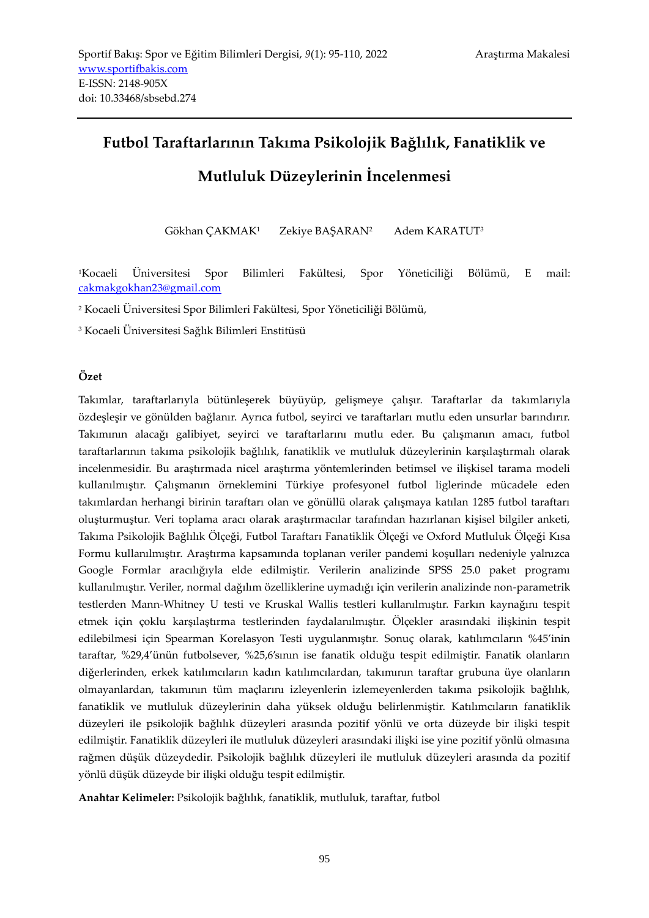Sportif Bakış: Spor ve Eğitim Bilimleri Dergisi, *9*(1): 95-110, 2022

Araştırma Makalesi

www.sportifbakis.com

E-ISSN: 2148-905X

doi: 10.33468/sbsebd.274

# Futbol Taraftarlarının Takıma Psikolojik Bağlılık, Fanatiklik ve Mutluluk Düzeylerinin İncelenmesi

Gökhan ÇAKMAK[1] Zekiye BAŞARAN[2] Adem KARATUT[3]

[1]Kocaeli Üniversitesi Spor Bilimleri Fakültesi, Spor Yöneticiliği Bölümü, E mail: cakmakgokhan23@gmail.com

[2] Kocaeli Üniversitesi Spor Bilimleri Fakültesi, Spor Yöneticiliği Bölümü,

[3] Kocaeli Üniversitesi Sağlık Bilimleri Enstitüsü

**Özet**

Takımlar, taraftarlarıyla bütünleşerek büyüyüp, gelişmeye çalışır. Taraftarlar da takımlarıyla özdeşleşir ve gönülden bağlanır. Ayrıca futbol, seyirci ve taraftarları mutlu eden unsurlar barındırır. Takımının alacağı galibiyet, seyirci ve taraftarlarını mutlu eder. Bu çalışmanın amacı, futbol taraftarlarının takıma psikolojik bağlılık, fanatiklik ve mutluluk düzeylerinin karşılaştırmalı olarak incelenmesidir. Bu araştırmada nicel araştırma yöntemlerinden betimsel ve ilişkisel tarama modeli kullanılmıştır. Çalışmanın örneklemini Türkiye profesyonel futbol liglerinde mücadele eden takımlardan herhangi birinin taraftarı olan ve gönüllü olarak çalışmaya katılan 1285 futbol taraftarı oluşturmuştur. Veri toplama aracı olarak araştırmacılar tarafından hazırlanan kişisel bilgiler anketi, Takıma Psikolojik Bağlılık Ölçeği, Futbol Taraftarı Fanatiklik Ölçeği ve Oxford Mutluluk Ölçeği Kısa Formu kullanılmıştır. Araştırma kapsamında toplanan veriler pandemi koşulları nedeniyle yalnızca Google Formlar aracılığıyla elde edilmiştir. Verilerin analizinde SPSS 25.0 paket programı kullanılmıştır. Veriler, normal dağılım özelliklerine uymadığı için verilerin analizinde non-parametrik testlerden Mann-Whitney U testi ve Kruskal Wallis testleri kullanılmıştır. Farkın kaynağını tespit etmek için çoklu karşılaştırma testlerinden faydalanılmıştır. Ölçekler arasındaki ilişkinin tespit edilebilmesi için Spearman Korelasyon Testi uygulanmıştır. Sonuç olarak, katılımcıların %45'inin taraftar, %29,4'ünün futbolsever, %25,6'sının ise fanatik olduğu tespit edilmiştir. Fanatik olanların diğerlerinden, erkek katılımcıların kadın katılımcılardan, takımının taraftar grubuna üye olanların olmayanlardan, takımının tüm maçlarını izleyenlerin izlemeyenlerden takıma psikolojik bağlılık, fanatiklik ve mutluluk düzeylerinin daha yüksek olduğu belirlenmiştir. Katılımcıların fanatiklik düzeyleri ile psikolojik bağlılık düzeyleri arasında pozitif yönlü ve orta düzeyde bir ilişki tespit edilmiştir. Fanatiklik düzeyleri ile mutluluk düzeyleri arasındaki ilişki ise yine pozitif yönlü olmasına rağmen düşük düzeydedir. Psikolojik bağlılık düzeyleri ile mutluluk düzeyleri arasında da pozitif yönlü düşük düzeyde bir ilişki olduğu tespit edilmiştir.

**Anahtar Kelimeler:** Psikolojik bağlılık, fanatiklik, mutluluk, taraftar, futbol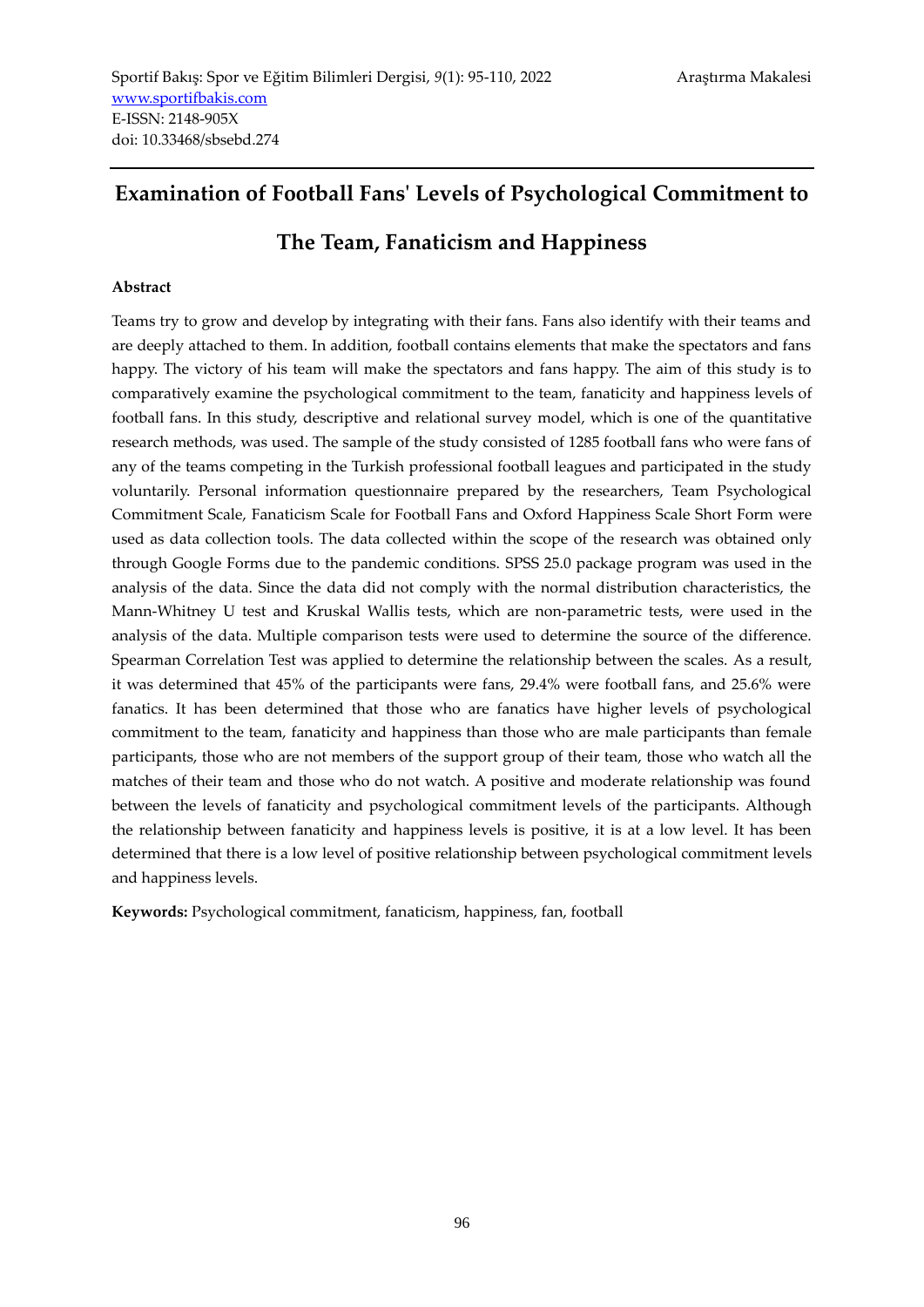# Examination of Football Fans' Levels of Psychological Commitment to The Team, Fanaticism and Happiness

**Abstract**

Teams try to grow and develop by integrating with their fans. Fans also identify with their teams and are deeply attached to them. In addition, football contains elements that make the spectators and fans happy. The victory of his team will make the spectators and fans happy. The aim of this study is to comparatively examine the psychological commitment to the team, fanaticity and happiness levels of football fans. In this study, descriptive and relational survey model, which is one of the quantitative research methods, was used. The sample of the study consisted of 1285 football fans who were fans of any of the teams competing in the Turkish professional football leagues and participated in the study voluntarily. Personal information questionnaire prepared by the researchers, Team Psychological Commitment Scale, Fanaticism Scale for Football Fans and Oxford Happiness Scale Short Form were used as data collection tools. The data collected within the scope of the research was obtained only through Google Forms due to the pandemic conditions. SPSS 25.0 package program was used in the analysis of the data. Since the data did not comply with the normal distribution characteristics, the Mann-Whitney U test and Kruskal Wallis tests, which are non-parametric tests, were used in the analysis of the data. Multiple comparison tests were used to determine the source of the difference. Spearman Correlation Test was applied to determine the relationship between the scales. As a result, it was determined that 45% of the participants were fans, 29.4% were football fans, and 25.6% were fanatics. It has been determined that those who are fanatics have higher levels of psychological commitment to the team, fanaticity and happiness than those who are male participants than female participants, those who are not members of the support group of their team, those who watch all the matches of their team and those who do not watch. A positive and moderate relationship was found between the levels of fanaticity and psychological commitment levels of the participants. Although the relationship between fanaticity and happiness levels is positive, it is at a low level. It has been determined that there is a low level of positive relationship between psychological commitment levels and happiness levels.

**Keywords:** Psychological commitment, fanaticism, happiness, fan, football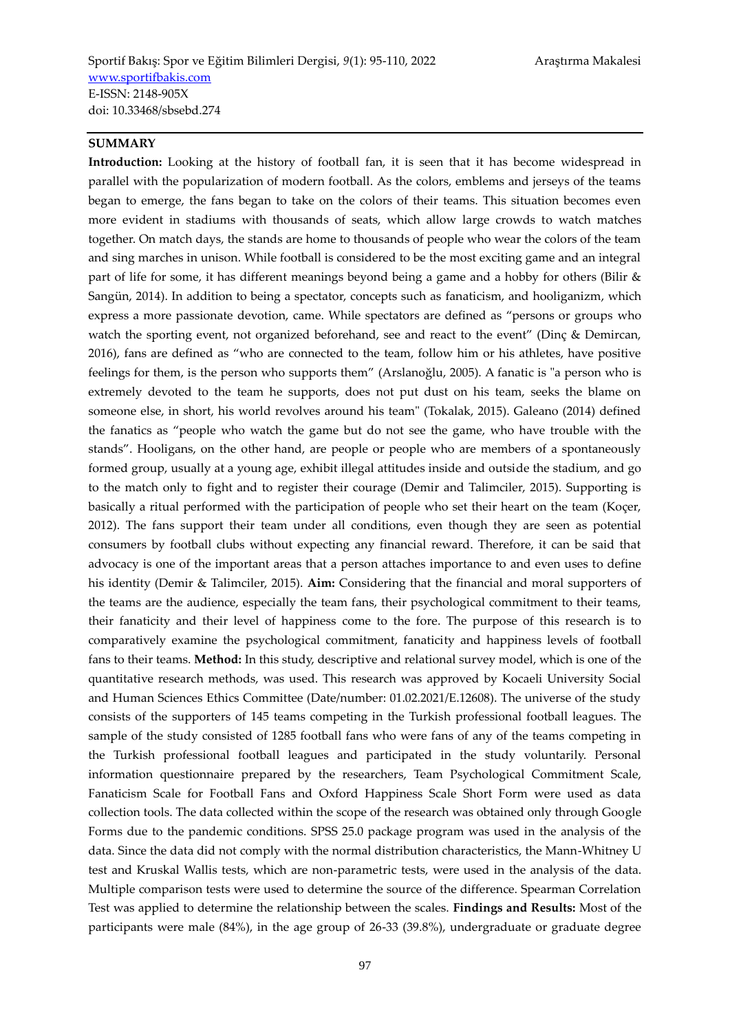## SUMMARY

**Introduction:** Looking at the history of football fan, it is seen that it has become widespread in parallel with the popularization of modern football. As the colors, emblems and jerseys of the teams began to emerge, the fans began to take on the colors of their teams. This situation becomes even more evident in stadiums with thousands of seats, which allow large crowds to watch matches together. On match days, the stands are home to thousands of people who wear the colors of the team and sing marches in unison. While football is considered to be the most exciting game and an integral part of life for some, it has different meanings beyond being a game and a hobby for others (Bilir & Sangün, 2014). In addition to being a spectator, concepts such as fanaticism, and hooliganizm, which express a more passionate devotion, came. While spectators are defined as "persons or groups who watch the sporting event, not organized beforehand, see and react to the event" (Dinç & Demircan, 2016), fans are defined as "who are connected to the team, follow him or his athletes, have positive feelings for them, is the person who supports them" (Arslanoğlu, 2005). A fanatic is "a person who is extremely devoted to the team he supports, does not put dust on his team, seeks the blame on someone else, in short, his world revolves around his team" (Tokalak, 2015). Galeano (2014) defined the fanatics as "people who watch the game but do not see the game, who have trouble with the stands". Hooligans, on the other hand, are people or people who are members of a spontaneously formed group, usually at a young age, exhibit illegal attitudes inside and outside the stadium, and go to the match only to fight and to register their courage (Demir and Talimciler, 2015). Supporting is basically a ritual performed with the participation of people who set their heart on the team (Koçer, 2012). The fans support their team under all conditions, even though they are seen as potential consumers by football clubs without expecting any financial reward. Therefore, it can be said that advocacy is one of the important areas that a person attaches importance to and even uses to define his identity (Demir & Talimciler, 2015). **Aim:** Considering that the financial and moral supporters of the teams are the audience, especially the team fans, their psychological commitment to their teams, their fanaticity and their level of happiness come to the fore. The purpose of this research is to comparatively examine the psychological commitment, fanaticity and happiness levels of football fans to their teams. **Method:** In this study, descriptive and relational survey model, which is one of the quantitative research methods, was used. This research was approved by Kocaeli University Social and Human Sciences Ethics Committee (Date/number: 01.02.2021/E.12608). The universe of the study consists of the supporters of 145 teams competing in the Turkish professional football leagues. The sample of the study consisted of 1285 football fans who were fans of any of the teams competing in the Turkish professional football leagues and participated in the study voluntarily. Personal information questionnaire prepared by the researchers, Team Psychological Commitment Scale, Fanaticism Scale for Football Fans and Oxford Happiness Scale Short Form were used as data collection tools. The data collected within the scope of the research was obtained only through Google Forms due to the pandemic conditions. SPSS 25.0 package program was used in the analysis of the data. Since the data did not comply with the normal distribution characteristics, the Mann-Whitney U test and Kruskal Wallis tests, which are non-parametric tests, were used in the analysis of the data. Multiple comparison tests were used to determine the source of the difference. Spearman Correlation Test was applied to determine the relationship between the scales. **Findings and Results:** Most of the participants were male (84%), in the age group of 26-33 (39.8%), undergraduate or graduate degree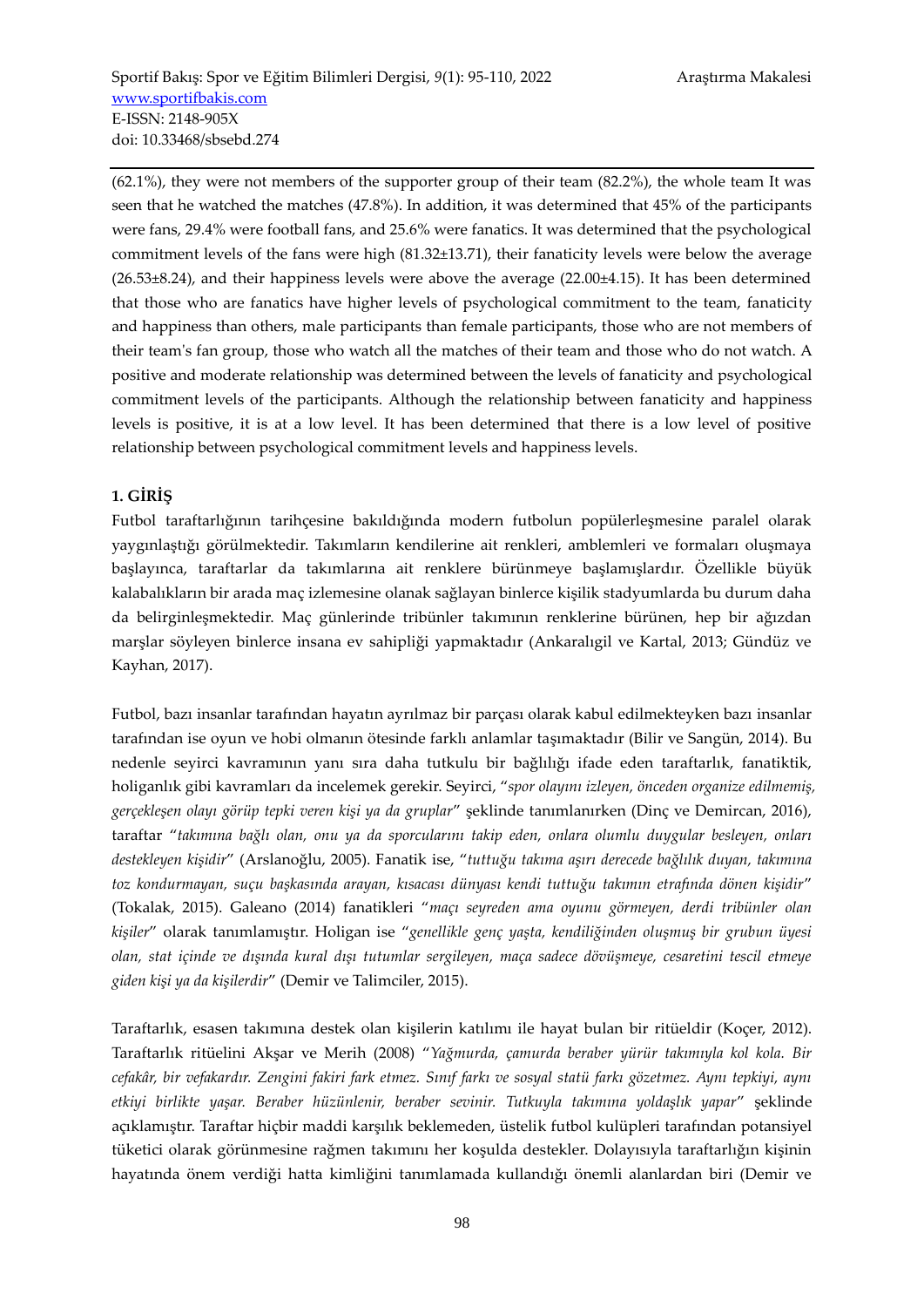(62.1%), they were not members of the supporter group of their team (82.2%), the whole team It was seen that he watched the matches (47.8%). In addition, it was determined that 45% of the participants were fans, 29.4% were football fans, and 25.6% were fanatics. It was determined that the psychological commitment levels of the fans were high (81.32±13.71), their fanaticity levels were below the average (26.53±8.24), and their happiness levels were above the average (22.00±4.15). It has been determined that those who are fanatics have higher levels of psychological commitment to the team, fanaticity and happiness than others, male participants than female participants, those who are not members of their team's fan group, those who watch all the matches of their team and those who do not watch. A positive and moderate relationship was determined between the levels of fanaticity and psychological commitment levels of the participants. Although the relationship between fanaticity and happiness levels is positive, it is at a low level. It has been determined that there is a low level of positive relationship between psychological commitment levels and happiness levels.

## 1. GİRİŞ

Futbol taraftarlığının tarihçesine bakıldığında modern futbolun popülerleşmesine paralel olarak yaygınlaştığı görülmektedir. Takımların kendilerine ait renkleri, amblemleri ve formaları oluşmaya başlayınca, taraftarlar da takımlarına ait renklere bürünmeye başlamışlardır. Özellikle büyük kalabalıkların bir arada maç izlemesine olanak sağlayan binlerce kişilik stadyumlarda bu durum daha da belirginleşmektedir. Maç günlerinde tribünler takımının renklerine bürünen, hep bir ağızdan marşlar söyleyen binlerce insana ev sahipliği yapmaktadır (Ankaralıgil ve Kartal, 2013; Gündüz ve Kayhan, 2017).

Futbol, bazı insanlar tarafından hayatın ayrılmaz bir parçası olarak kabul edilmekteyken bazı insanlar tarafından ise oyun ve hobi olmanın ötesinde farklı anlamlar taşımaktadır (Bilir ve Sangün, 2014). Bu nedenle seyirci kavramının yanı sıra daha tutkulu bir bağlılığı ifade eden taraftarlık, fanatiktik, holiganlık gibi kavramları da incelemek gerekir. Seyirci, "*spor olayını izleyen, önceden organize edilmemiş, gerçekleşen olayı görüp tepki veren kişi ya da gruplar*" şeklinde tanımlanırken (Dinç ve Demircan, 2016), taraftar "*takımına bağlı olan, onu ya da sporcularını takip eden, onlara olumlu duygular besleyen, onları destekleyen kişidir*" (Arslanoğlu, 2005). Fanatik ise, "*tuttuğu takıma aşırı derecede bağlılık duyan, takımına toz kondurmayan, suçu başkasında arayan, kısacası dünyası kendi tuttuğu takımın etrafında dönen kişidir*" (Tokalak, 2015). Galeano (2014) fanatikleri "*maçı seyreden ama oyunu görmeyen, derdi tribünler olan kişiler*" olarak tanımlamıştır. Holigan ise "*genellikle genç yaşta, kendiliğinden oluşmuş bir grubun üyesi olan, stat içinde ve dışında kural dışı tutumlar sergileyen, maça sadece dövüşmeye, cesaretini tescil etmeye giden kişi ya da kişilerdir*" (Demir ve Talimciler, 2015).

Taraftarlık, esasen takımına destek olan kişilerin katılımı ile hayat bulan bir ritüeldir (Koçer, 2012). Taraftarlık ritüelini Akşar ve Merih (2008) "*Yağmurda, çamurda beraber yürür takımıyla kol kola. Bir cefakâr, bir vefakardır. Zengini fakiri fark etmez. Sınıf farkı ve sosyal statü farkı gözetmez. Aynı tepkiyi, aynı etkiyi birlikte yaşar. Beraber hüzünlenir, beraber sevinir. Tutkuyla takımına yoldaşlık yapar*" şeklinde açıklamıştır. Taraftar hiçbir maddi karşılık beklemeden, üstelik futbol kulüpleri tarafından potansiyel tüketici olarak görünmesine rağmen takımını her koşulda destekler. Dolayısıyla taraftarlığın kişinin hayatında önem verdiği hatta kimliğini tanımlamada kullandığı önemli alanlardan biri (Demir ve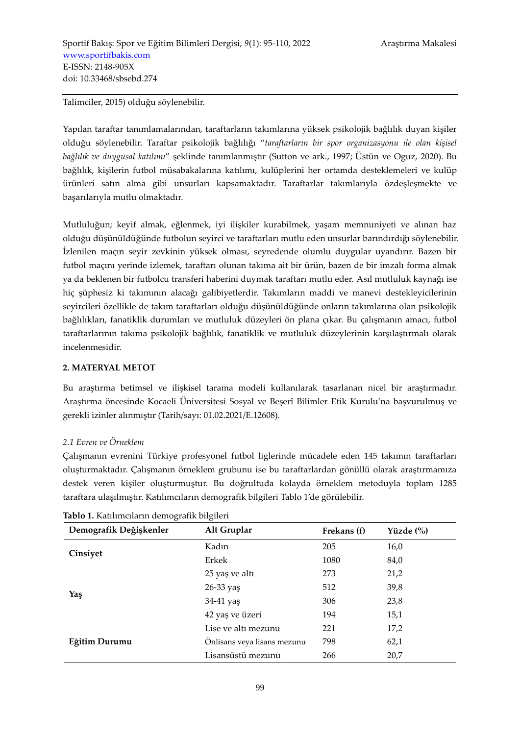Talimciler, 2015) olduğu söylenebilir.

Yapılan taraftar tanımlamalarından, taraftarların takımlarına yüksek psikolojik bağlılık duyan kişiler olduğu söylenebilir. Taraftar psikolojik bağlılığı "*taraftarların bir spor organizasyonu ile olan kişisel bağlılık ve duygusal katılımı*" şeklinde tanımlanmıştır (Sutton ve ark., 1997; Üstün ve Oguz, 2020). Bu bağlılık, kişilerin futbol müsabakalarına katılımı, kulüplerini her ortamda desteklemeleri ve kulüp ürünleri satın alma gibi unsurları kapsamaktadır. Taraftarlar takımlarıyla özdeşleşmekte ve başarılarıyla mutlu olmaktadır.

Mutluluğun; keyif almak, eğlenmek, iyi ilişkiler kurabilmek, yaşam memnuniyeti ve alınan haz olduğu düşünüldüğünde futbolun seyirci ve taraftarları mutlu eden unsurlar barındırdığı söylenebilir. İzlenilen maçın seyir zevkinin yüksek olması, seyredende olumlu duygular uyandırır. Bazen bir futbol maçını yerinde izlemek, taraftarı olunan takıma ait bir ürün, bazen de bir imzalı forma almak ya da beklenen bir futbolcu transferi haberini duymak taraftarı mutlu eder. Asıl mutluluk kaynağı ise hiç şüphesiz ki takımının alacağı galibiyetlerdir. Takımların maddi ve manevi destekleyicilerinin seyircileri özellikle de takım taraftarları olduğu düşünüldüğünde onların takımlarına olan psikolojik bağlılıkları, fanatiklik durumları ve mutluluk düzeyleri ön plana çıkar. Bu çalışmanın amacı, futbol taraftarlarının takıma psikolojik bağlılık, fanatiklik ve mutluluk düzeylerinin karşılaştırmalı olarak incelenmesidir.

## 2. MATERYAL METOT

Bu araştırma betimsel ve ilişkisel tarama modeli kullanılarak tasarlanan nicel bir araştırmadır. Araştırma öncesinde Kocaeli Üniversitesi Sosyal ve Beşerî Bilimler Etik Kurulu'na başvurulmuş ve gerekli izinler alınmıştır (Tarih/sayı: 01.02.2021/E.12608).

### *2.1 Evren ve Örneklem*

Çalışmanın evrenini Türkiye profesyonel futbol liglerinde mücadele eden 145 takımın taraftarları oluşturmaktadır. Çalışmanın örneklem grubunu ise bu taraftarlardan gönüllü olarak araştırmamıza destek veren kişiler oluşturmuştur. Bu doğrultuda kolayda örneklem metoduyla toplam 1285 taraftara ulaşılmıştır. Katılımcıların demografik bilgileri Tablo 1'de görülebilir.

**Tablo 1.** Katılımcıların demografik bilgileri

| Demografik Değişkenler | Alt Gruplar | Frekans (f) | Yüzde (%) |
|---|---|---|---|
| **Cinsiyet** | Kadın | 205 | 16,0 |
| | Erkek | 1080 | 84,0 |
| **Yaş** | 25 yaş ve altı | 273 | 21,2 |
| | 26-33 yaş | 512 | 39,8 |
| | 34-41 yaş | 306 | 23,8 |
| | 42 yaş ve üzeri | 194 | 15,1 |
| **Eğitim Durumu** | Lise ve altı mezunu | 221 | 17,2 |
| | Önlisans veya lisans mezunu | 798 | 62,1 |
| | Lisansüstü mezunu | 266 | 20,7 |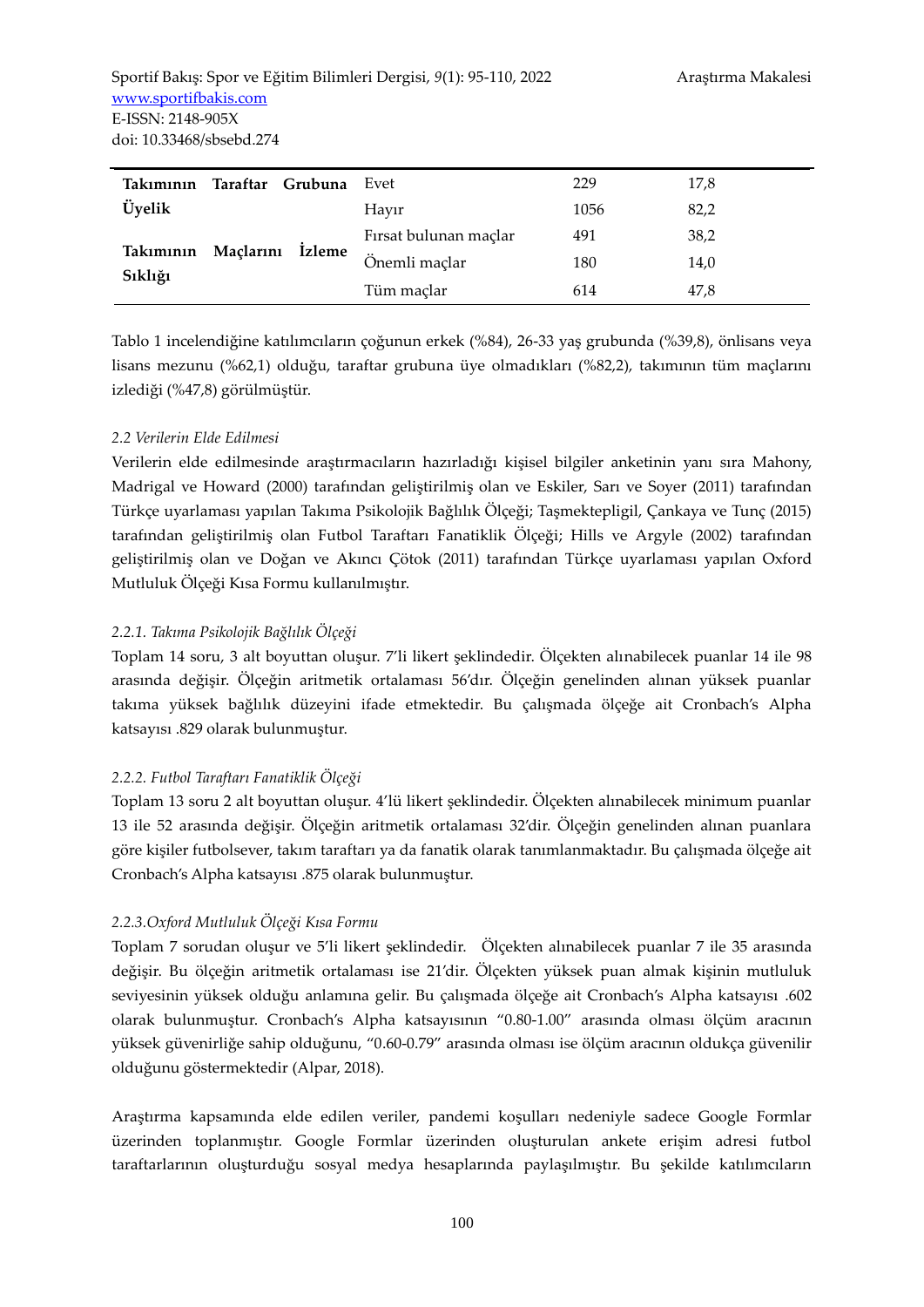| | | | |
|---|---|---|---|
| **Takımının Taraftar Grubuna Üyelik** | Evet | 229 | 17,8 |
| | Hayır | 1056 | 82,2 |
| **Takımının Maçlarını İzleme Sıklığı** | Fırsat bulunan maçlar | 491 | 38,2 |
| | Önemli maçlar | 180 | 14,0 |
| | Tüm maçlar | 614 | 47,8 |

Tablo 1 incelendiğine katılımcıların çoğunun erkek (%84), 26-33 yaş grubunda (%39,8), önlisans veya lisans mezunu (%62,1) olduğu, taraftar grubuna üye olmadıkları (%82,2), takımının tüm maçlarını izlediği (%47,8) görülmüştür.

### *2.2 Verilerin Elde Edilmesi*

Verilerin elde edilmesinde araştırmacıların hazırladığı kişisel bilgiler anketinin yanı sıra Mahony, Madrigal ve Howard (2000) tarafından geliştirilmiş olan ve Eskiler, Sarı ve Soyer (2011) tarafından Türkçe uyarlaması yapılan Takıma Psikolojik Bağlılık Ölçeği; Taşmektepligil, Çankaya ve Tunç (2015) tarafından geliştirilmiş olan Futbol Taraftarı Fanatiklik Ölçeği; Hills ve Argyle (2002) tarafından geliştirilmiş olan ve Doğan ve Akıncı Çötok (2011) tarafından Türkçe uyarlaması yapılan Oxford Mutluluk Ölçeği Kısa Formu kullanılmıştır.

#### *2.2.1. Takıma Psikolojik Bağlılık Ölçeği*

Toplam 14 soru, 3 alt boyuttan oluşur. 7'li likert şeklindedir. Ölçekten alınabilecek puanlar 14 ile 98 arasında değişir. Ölçeğin aritmetik ortalaması 56'dır. Ölçeğin genelinden alınan yüksek puanlar takıma yüksek bağlılık düzeyini ifade etmektedir. Bu çalışmada ölçeğe ait Cronbach's Alpha katsayısı .829 olarak bulunmuştur.

#### *2.2.2. Futbol Taraftarı Fanatiklik Ölçeği*

Toplam 13 soru 2 alt boyuttan oluşur. 4'lü likert şeklindedir. Ölçekten alınabilecek minimum puanlar 13 ile 52 arasında değişir. Ölçeğin aritmetik ortalaması 32'dir. Ölçeğin genelinden alınan puanlara göre kişiler futbolsever, takım taraftarı ya da fanatik olarak tanımlanmaktadır. Bu çalışmada ölçeğe ait Cronbach's Alpha katsayısı .875 olarak bulunmuştur.

#### *2.2.3.Oxford Mutluluk Ölçeği Kısa Formu*

Toplam 7 sorudan oluşur ve 5'li likert şeklindedir. Ölçekten alınabilecek puanlar 7 ile 35 arasında değişir. Bu ölçeğin aritmetik ortalaması ise 21'dir. Ölçekten yüksek puan almak kişinin mutluluk seviyesinin yüksek olduğu anlamına gelir. Bu çalışmada ölçeğe ait Cronbach's Alpha katsayısı .602 olarak bulunmuştur. Cronbach's Alpha katsayısının "0.80-1.00" arasında olması ölçüm aracının yüksek güvenirliğe sahip olduğunu, "0.60-0.79" arasında olması ise ölçüm aracının oldukça güvenilir olduğunu göstermektedir (Alpar, 2018).

Araştırma kapsamında elde edilen veriler, pandemi koşulları nedeniyle sadece Google Formlar üzerinden toplanmıştır. Google Formlar üzerinden oluşturulan ankete erişim adresi futbol taraftarlarının oluşturduğu sosyal medya hesaplarında paylaşılmıştır. Bu şekilde katılımcıların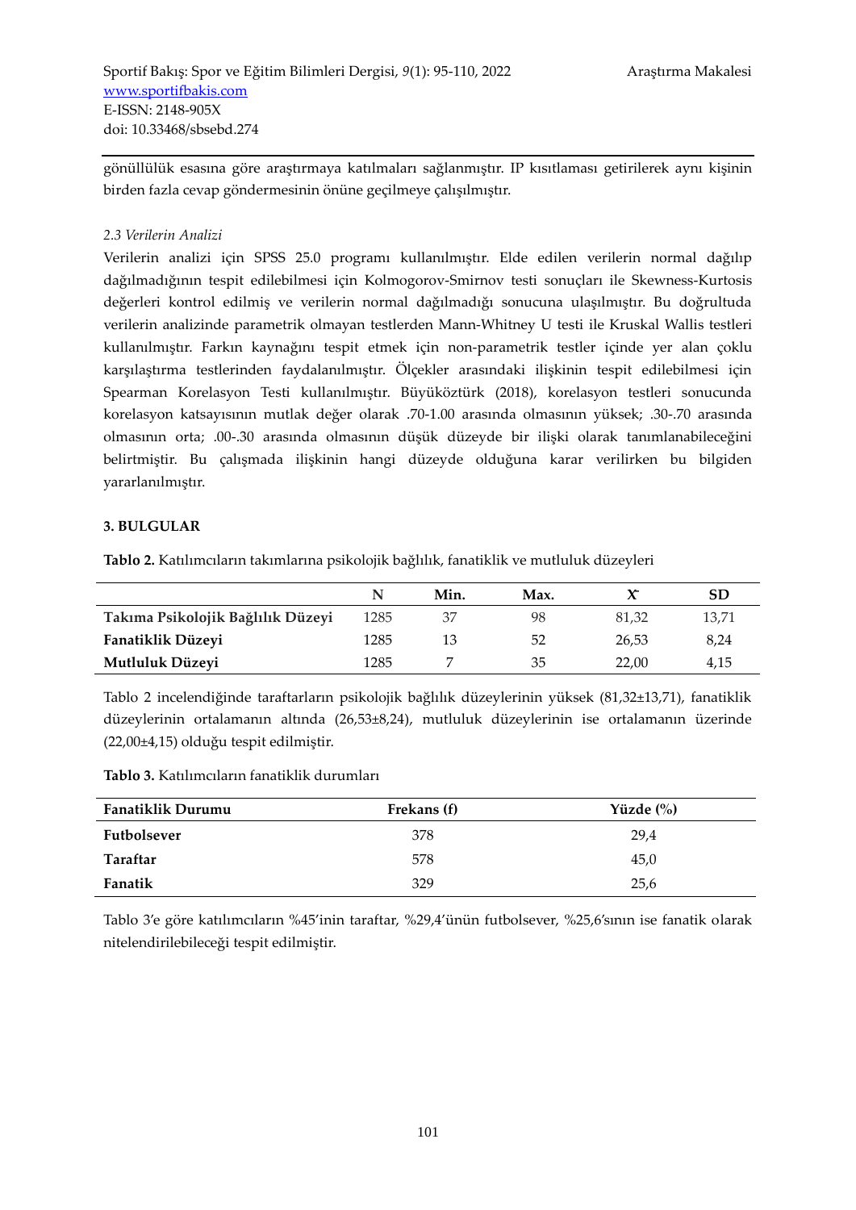gönüllülük esasına göre araştırmaya katılmaları sağlanmıştır. IP kısıtlaması getirilerek aynı kişinin birden fazla cevap göndermesinin önüne geçilmeye çalışılmıştır.

*2.3 Verilerin Analizi*

Verilerin analizi için SPSS 25.0 programı kullanılmıştır. Elde edilen verilerin normal dağılıp dağılmadığının tespit edilebilmesi için Kolmogorov-Smirnov testi sonuçları ile Skewness-Kurtosis değerleri kontrol edilmiş ve verilerin normal dağılmadığı sonucuna ulaşılmıştır. Bu doğrultuda verilerin analizinde parametrik olmayan testlerden Mann-Whitney U testi ile Kruskal Wallis testleri kullanılmıştır. Farkın kaynağını tespit etmek için non-parametrik testler içinde yer alan çoklu karşılaştırma testlerinden faydalanılmıştır. Ölçekler arasındaki ilişkinin tespit edilebilmesi için Spearman Korelasyon Testi kullanılmıştır. Büyüköztürk (2018), korelasyon testleri sonucunda korelasyon katsayısının mutlak değer olarak .70-1.00 arasında olmasının yüksek; .30-.70 arasında olmasının orta; .00-.30 arasında olmasının düşük düzeyde bir ilişki olarak tanımlanabileceğini belirtmiştir. Bu çalışmada ilişkinin hangi düzeyde olduğuna karar verilirken bu bilgiden yararlanılmıştır.

## 3. BULGULAR

**Tablo 2.** Katılımcıların takımlarına psikolojik bağlılık, fanatiklik ve mutluluk düzeyleri

| | N | Min. | Max. | $\bar{X}$ | SD |
|---|---|---|---|---|---|
| **Takıma Psikolojik Bağlılık Düzeyi** | 1285 | 37 | 98 | 81,32 | 13,71 |
| **Fanatiklik Düzeyi** | 1285 | 13 | 52 | 26,53 | 8,24 |
| **Mutluluk Düzeyi** | 1285 | 7 | 35 | 22,00 | 4,15 |

Tablo 2 incelendiğinde taraftarların psikolojik bağlılık düzeylerinin yüksek (81,32±13,71), fanatiklik düzeylerinin ortalamanın altında (26,53±8,24), mutluluk düzeylerinin ise ortalamanın üzerinde (22,00±4,15) olduğu tespit edilmiştir.

**Tablo 3.** Katılımcıların fanatiklik durumları

| Fanatiklik Durumu | Frekans (f) | Yüzde (%) |
|---|---|---|
| **Futbolsever** | 378 | 29,4 |
| **Taraftar** | 578 | 45,0 |
| **Fanatik** | 329 | 25,6 |

Tablo 3'e göre katılımcıların %45'inin taraftar, %29,4'ünün futbolsever, %25,6'sının ise fanatik olarak nitelendirilebileceği tespit edilmiştir.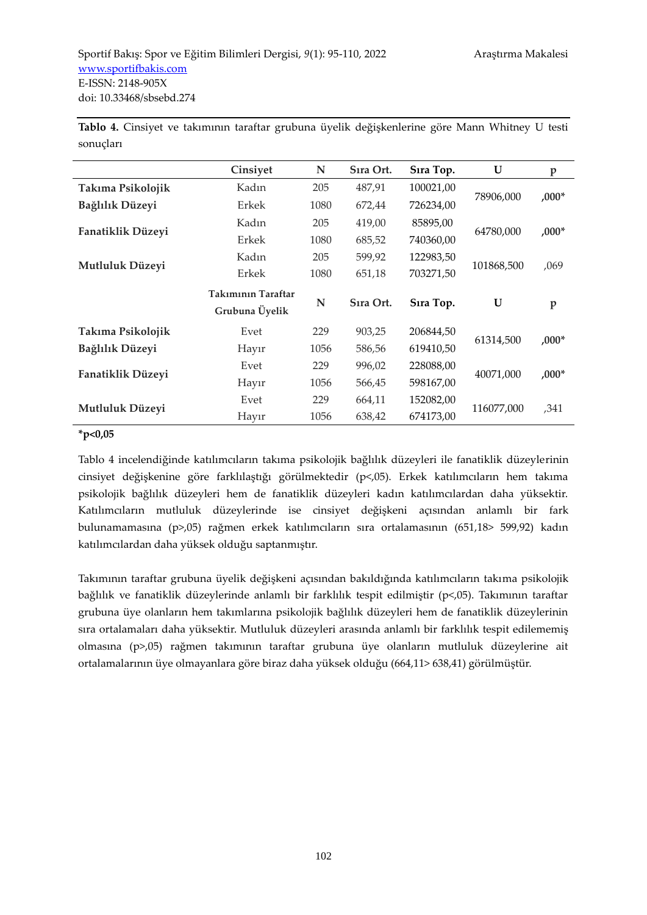**Tablo 4.** Cinsiyet ve takımının taraftar grubuna üyelik değişkenlerine göre Mann Whitney U testi sonuçları

| | Cinsiyet | N | Sıra Ort. | Sıra Top. | U | p |
|---|---|---|---|---|---|---|
| **Takıma Psikolojik Bağlılık Düzeyi** | Kadın | 205 | 487,91 | 100021,00 | 78906,000 | **,000*** |
| | Erkek | 1080 | 672,44 | 726234,00 | | |
| **Fanatiklik Düzeyi** | Kadın | 205 | 419,00 | 85895,00 | 64780,000 | **,000*** |
| | Erkek | 1080 | 685,52 | 740360,00 | | |
| **Mutluluk Düzeyi** | Kadın | 205 | 599,92 | 122983,50 | 101868,500 | ,069 |
| | Erkek | 1080 | 651,18 | 703271,50 | | |
| | **Takımının Taraftar Grubuna Üyelik** | **N** | **Sıra Ort.** | **Sıra Top.** | **U** | **p** |
| **Takıma Psikolojik Bağlılık Düzeyi** | Evet | 229 | 903,25 | 206844,50 | 61314,500 | **,000*** |
| | Hayır | 1056 | 586,56 | 619410,50 | | |
| **Fanatiklik Düzeyi** | Evet | 229 | 996,02 | 228088,00 | 40071,000 | **,000*** |
| | Hayır | 1056 | 566,45 | 598167,00 | | |
| **Mutluluk Düzeyi** | Evet | 229 | 664,11 | 152082,00 | 116077,000 | ,341 |
| | Hayır | 1056 | 638,42 | 674173,00 | | |

**\*p<0,05**

Tablo 4 incelendiğinde katılımcıların takıma psikolojik bağlılık düzeyleri ile fanatiklik düzeylerinin cinsiyet değişkenine göre farklılaştığı görülmektedir (p<,05). Erkek katılımcıların hem takıma psikolojik bağlılık düzeyleri hem de fanatiklik düzeyleri kadın katılımcılardan daha yüksektir. Katılımcıların mutluluk düzeylerinde ise cinsiyet değişkeni açısından anlamlı bir fark bulunamamasına (p>,05) rağmen erkek katılımcıların sıra ortalamasının (651,18> 599,92) kadın katılımcılardan daha yüksek olduğu saptanmıştır.

Takımının taraftar grubuna üyelik değişkeni açısından bakıldığında katılımcıların takıma psikolojik bağlılık ve fanatiklik düzeylerinde anlamlı bir farklılık tespit edilmiştir (p<,05). Takımının taraftar grubuna üye olanların hem takımlarına psikolojik bağlılık düzeyleri hem de fanatiklik düzeylerinin sıra ortalamaları daha yüksektir. Mutluluk düzeyleri arasında anlamlı bir farklılık tespit edilememiş olmasına (p>,05) rağmen takımının taraftar grubuna üye olanların mutluluk düzeylerine ait ortalamalarının üye olmayanlara göre biraz daha yüksek olduğu (664,11> 638,41) görülmüştür.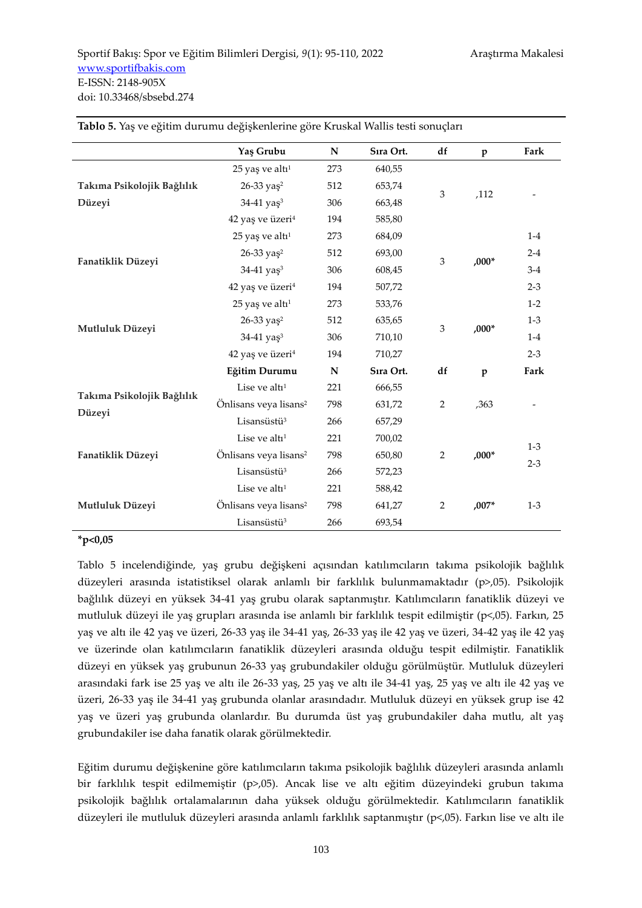**Tablo 5.** Yaş ve eğitim durumu değişkenlerine göre Kruskal Wallis testi sonuçları

| | Yaş Grubu | N | Sıra Ort. | df | p | Fark |
|---|---|---|---|---|---|---|
| **Takıma Psikolojik Bağlılık Düzeyi** | 25 yaş ve altı[1] | 273 | 640,55 | 3 | ,112 | - |
| | 26-33 yaş[2] | 512 | 653,74 | | | |
| | 34-41 yaş[3] | 306 | 663,48 | | | |
| | 42 yaş ve üzeri[4] | 194 | 585,80 | | | |
| **Fanatiklik Düzeyi** | 25 yaş ve altı[1] | 273 | 684,09 | 3 | **,000*** | 1-4 |
| | 26-33 yaş[2] | 512 | 693,00 | | | 2-4 |
| | 34-41 yaş[3] | 306 | 608,45 | | | 3-4 |
| | 42 yaş ve üzeri[4] | 194 | 507,72 | | | 2-3 |
| **Mutluluk Düzeyi** | 25 yaş ve altı[1] | 273 | 533,76 | 3 | **,000*** | 1-2 |
| | 26-33 yaş[2] | 512 | 635,65 | | | 1-3 |
| | 34-41 yaş[3] | 306 | 710,10 | | | 1-4 |
| | 42 yaş ve üzeri[4] | 194 | 710,27 | | | 2-3 |
| | **Eğitim Durumu** | **N** | **Sıra Ort.** | **df** | **p** | **Fark** |
| **Takıma Psikolojik Bağlılık Düzeyi** | Lise ve altı[1] | 221 | 666,55 | 2 | ,363 | - |
| | Önlisans veya lisans[2] | 798 | 631,72 | | | |
| | Lisansüstü[3] | 266 | 657,29 | | | |
| **Fanatiklik Düzeyi** | Lise ve altı[1] | 221 | 700,02 | 2 | **,000*** | 1-3 |
| | Önlisans veya lisans[2] | 798 | 650,80 | | | 2-3 |
| | Lisansüstü[3] | 266 | 572,23 | | | |
| **Mutluluk Düzeyi** | Lise ve altı[1] | 221 | 588,42 | 2 | **,007*** | 1-3 |
| | Önlisans veya lisans[2] | 798 | 641,27 | | | |
| | Lisansüstü[3] | 266 | 693,54 | | | |

**\*p<0,05**

Tablo 5 incelendiğinde, yaş grubu değişkeni açısından katılımcıların takıma psikolojik bağlılık düzeyleri arasında istatistiksel olarak anlamlı bir farklılık bulunmamaktadır (p>,05). Psikolojik bağlılık düzeyi en yüksek 34-41 yaş grubu olarak saptanmıştır. Katılımcıların fanatiklik düzeyi ve mutluluk düzeyi ile yaş grupları arasında ise anlamlı bir farklılık tespit edilmiştir (p<,05). Farkın, 25 yaş ve altı ile 42 yaş ve üzeri, 26-33 yaş ile 34-41 yaş, 26-33 yaş ile 42 yaş ve üzeri, 34-42 yaş ile 42 yaş ve üzerinde olan katılımcıların fanatiklik düzeyleri arasında olduğu tespit edilmiştir. Fanatiklik düzeyi en yüksek yaş grubunun 26-33 yaş grubundakiler olduğu görülmüştür. Mutluluk düzeyleri arasındaki fark ise 25 yaş ve altı ile 26-33 yaş, 25 yaş ve altı ile 34-41 yaş, 25 yaş ve altı ile 42 yaş ve üzeri, 26-33 yaş ile 34-41 yaş grubunda olanlar arasındadır. Mutluluk düzeyi en yüksek grup ise 42 yaş ve üzeri yaş grubunda olanlardır. Bu durumda üst yaş grubundakiler daha mutlu, alt yaş grubundakiler ise daha fanatik olarak görülmektedir.

Eğitim durumu değişkenine göre katılımcıların takıma psikolojik bağlılık düzeyleri arasında anlamlı bir farklılık tespit edilmemiştir (p>,05). Ancak lise ve altı eğitim düzeyindeki grubun takıma psikolojik bağlılık ortalamalarının daha yüksek olduğu görülmektedir. Katılımcıların fanatiklik düzeyleri ile mutluluk düzeyleri arasında anlamlı farklılık saptanmıştır (p<,05). Farkın lise ve altı ile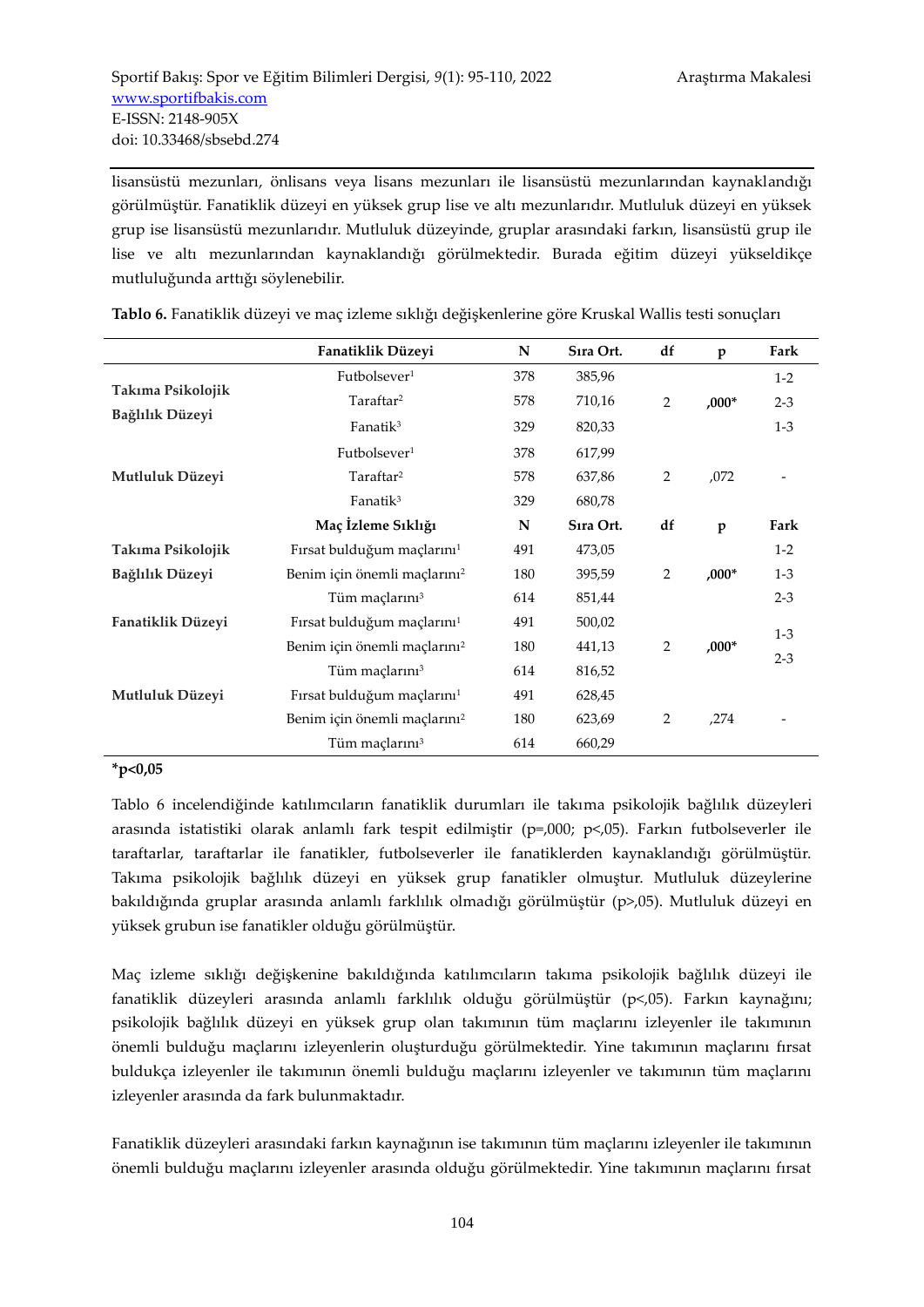lisansüstü mezunları, önlisans veya lisans mezunları ile lisansüstü mezunlarından kaynaklandığı görülmüştür. Fanatiklik düzeyi en yüksek grup lise ve altı mezunlarıdır. Mutluluk düzeyi en yüksek grup ise lisansüstü mezunlarıdır. Mutluluk düzeyinde, gruplar arasındaki farkın, lisansüstü grup ile lise ve altı mezunlarından kaynaklandığı görülmektedir. Burada eğitim düzeyi yükseldikçe mutluluğunda arttığı söylenebilir.

**Tablo 6.** Fanatiklik düzeyi ve maç izleme sıklığı değişkenlerine göre Kruskal Wallis testi sonuçları

| | Fanatiklik Düzeyi | N | Sıra Ort. | df | p | Fark |
|---|---|---|---|---|---|---|
| Takıma Psikolojik Bağlılık Düzeyi | Futbolsever[1] | 378 | 385,96 | 2 | ,000* | 1-2 |
| | Taraftar[2] | 578 | 710,16 | | | 2-3 |
| | Fanatik[3] | 329 | 820,33 | | | 1-3 |
| Mutluluk Düzeyi | Futbolsever[1] | 378 | 617,99 | 2 | ,072 | - |
| | Taraftar[2] | 578 | 637,86 | | | |
| | Fanatik[3] | 329 | 680,78 | | | |
| | **Maç İzleme Sıklığı** | **N** | **Sıra Ort.** | **df** | **p** | **Fark** |
| Takıma Psikolojik Bağlılık Düzeyi | Fırsat bulduğum maçlarını[1] | 491 | 473,05 | 2 | ,000* | 1-2 |
| | Benim için önemli maçlarını[2] | 180 | 395,59 | | | 1-3 |
| | Tüm maçlarını[3] | 614 | 851,44 | | | 2-3 |
| Fanatiklik Düzeyi | Fırsat bulduğum maçlarını[1] | 491 | 500,02 | 2 | ,000* | 1-3 |
| | Benim için önemli maçlarını[2] | 180 | 441,13 | | | 2-3 |
| | Tüm maçlarını[3] | 614 | 816,52 | | | |
| Mutluluk Düzeyi | Fırsat bulduğum maçlarını[1] | 491 | 628,45 | 2 | ,274 | - |
| | Benim için önemli maçlarını[2] | 180 | 623,69 | | | |
| | Tüm maçlarını[3] | 614 | 660,29 | | | |

**\*p<0,05**

Tablo 6 incelendiğinde katılımcıların fanatiklik durumları ile takıma psikolojik bağlılık düzeyleri arasında istatistiki olarak anlamlı fark tespit edilmiştir (p=,000; p<,05). Farkın futbolseverler ile taraftarlar, taraftarlar ile fanatikler, futbolseverler ile fanatiklerden kaynaklandığı görülmüştür. Takıma psikolojik bağlılık düzeyi en yüksek grup fanatikler olmuştur. Mutluluk düzeylerine bakıldığında gruplar arasında anlamlı farklılık olmadığı görülmüştür (p>,05). Mutluluk düzeyi en yüksek grubun ise fanatikler olduğu görülmüştür.

Maç izleme sıklığı değişkenine bakıldığında katılımcıların takıma psikolojik bağlılık düzeyi ile fanatiklik düzeyleri arasında anlamlı farklılık olduğu görülmüştür (p<,05). Farkın kaynağını; psikolojik bağlılık düzeyi en yüksek grup olan takımının tüm maçlarını izleyenler ile takımının önemli bulduğu maçlarını izleyenlerin oluşturduğu görülmektedir. Yine takımının maçlarını fırsat buldukça izleyenler ile takımının önemli bulduğu maçlarını izleyenler ve takımının tüm maçlarını izleyenler arasında da fark bulunmaktadır.

Fanatiklik düzeyleri arasındaki farkın kaynağının ise takımının tüm maçlarını izleyenler ile takımının önemli bulduğu maçlarını izleyenler arasında olduğu görülmektedir. Yine takımının maçlarını fırsat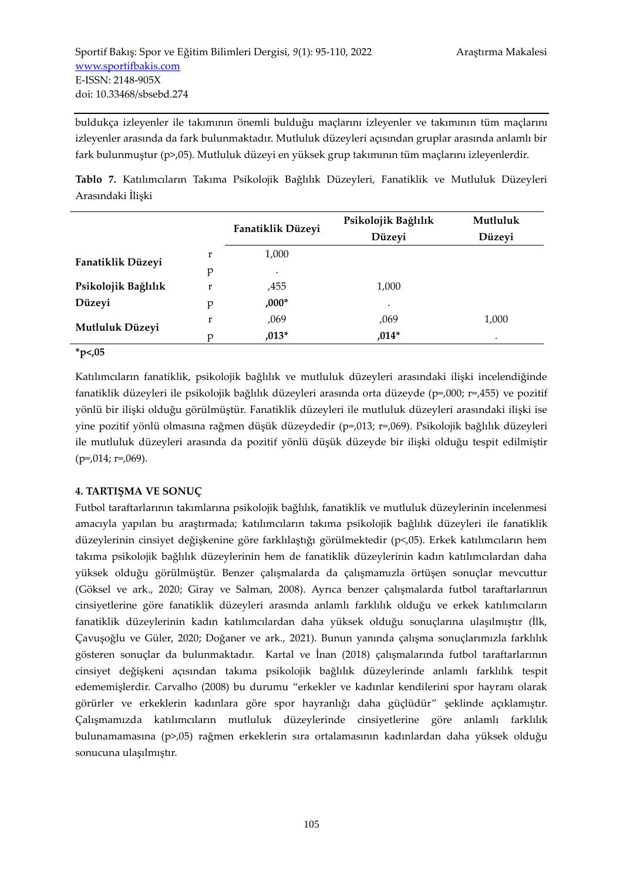buldukça izleyenler ile takımının önemli bulduğu maçlarını izleyenler ve takımının tüm maçlarını izleyenler arasında da fark bulunmaktadır. Mutluluk düzeyleri açısından gruplar arasında anlamlı bir fark bulunmuştur (p>,05). Mutluluk düzeyi en yüksek grup takımının tüm maçlarını izleyenlerdir.

**Tablo 7.** Katılımcıların Takıma Psikolojik Bağlılık Düzeyleri, Fanatiklik ve Mutluluk Düzeyleri Arasındaki İlişki

| | | Fanatiklik Düzeyi | Psikolojik Bağlılık Düzeyi | Mutluluk Düzeyi |
|---|---|---|---|---|
| **Fanatiklik Düzeyi** | r | 1,000 | | |
| | p | . | | |
| **Psikolojik Bağlılık Düzeyi** | r | ,455 | 1,000 | |
| | p | **,000*** | . | |
| **Mutluluk Düzeyi** | r | ,069 | ,069 | 1,000 |
| | p | **,013*** | **,014*** | . |

***p<,05**

Katılımcıların fanatiklik, psikolojik bağlılık ve mutluluk düzeyleri arasındaki ilişki incelendiğinde fanatiklik düzeyleri ile psikolojik bağlılık düzeyleri arasında orta düzeyde (p=,000; r=,455) ve pozitif yönlü bir ilişki olduğu görülmüştür. Fanatiklik düzeyleri ile mutluluk düzeyleri arasındaki ilişki ise yine pozitif yönlü olmasına rağmen düşük düzeydedir (p=,013; r=,069). Psikolojik bağlılık düzeyleri ile mutluluk düzeyleri arasında da pozitif yönlü düşük düzeyde bir ilişki olduğu tespit edilmiştir (p=,014; r=,069).

## 4. TARTIŞMA VE SONUÇ

Futbol taraftarlarının takımlarına psikolojik bağlılık, fanatiklik ve mutluluk düzeylerinin incelenmesi amacıyla yapılan bu araştırmada; katılımcıların takıma psikolojik bağlılık düzeyleri ile fanatiklik düzeylerinin cinsiyet değişkenine göre farklılaştığı görülmektedir (p<,05). Erkek katılımcıların hem takıma psikolojik bağlılık düzeylerinin hem de fanatiklik düzeylerinin kadın katılımcılardan daha yüksek olduğu görülmüştür. Benzer çalışmalarda da çalışmamızla örtüşen sonuçlar mevcuttur (Göksel ve ark., 2020; Giray ve Salman, 2008). Ayrıca benzer çalışmalarda futbol taraftarlarının cinsiyetlerine göre fanatiklik düzeyleri arasında anlamlı farklılık olduğu ve erkek katılımcıların fanatiklik düzeylerinin kadın katılımcılardan daha yüksek olduğu sonuçlarına ulaşılmıştır (İlk, Çavuşoğlu ve Güler, 2020; Doğaner ve ark., 2021). Bunun yanında çalışma sonuçlarımızla farklılık gösteren sonuçlar da bulunmaktadır. Kartal ve İnan (2018) çalışmalarında futbol taraftarlarının cinsiyet değişkeni açısından takıma psikolojik bağlılık düzeylerinde anlamlı farklılık tespit edememişlerdir. Carvalho (2008) bu durumu "erkekler ve kadınlar kendilerini spor hayranı olarak görürler ve erkeklerin kadınlara göre spor hayranlığı daha güçlüdür" şeklinde açıklamıştır. Çalışmamızda katılımcıların mutluluk düzeylerinde cinsiyetlerine göre anlamlı farklılık bulunamamasına (p>,05) rağmen erkeklerin sıra ortalamasının kadınlardan daha yüksek olduğu sonucuna ulaşılmıştır.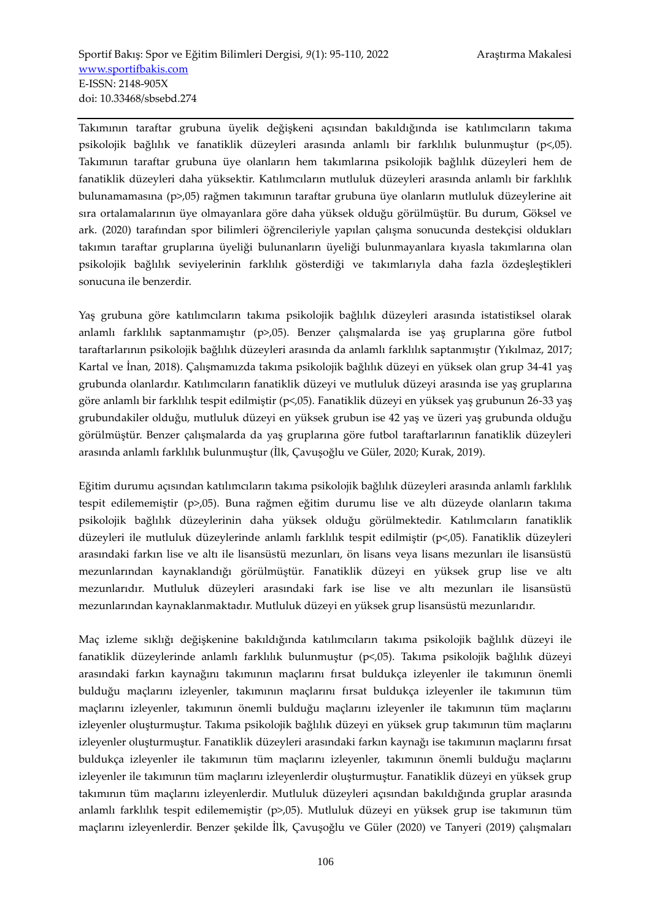Takımının taraftar grubuna üyelik değişkeni açısından bakıldığında ise katılımcıların takıma psikolojik bağlılık ve fanatiklik düzeyleri arasında anlamlı bir farklılık bulunmuştur (p<,05). Takımının taraftar grubuna üye olanların hem takımlarına psikolojik bağlılık düzeyleri hem de fanatiklik düzeyleri daha yüksektir. Katılımcıların mutluluk düzeyleri arasında anlamlı bir farklılık bulunamamasına (p>,05) rağmen takımının taraftar grubuna üye olanların mutluluk düzeylerine ait sıra ortalamalarının üye olmayanlara göre daha yüksek olduğu görülmüştür. Bu durum, Göksel ve ark. (2020) tarafından spor bilimleri öğrencileriyle yapılan çalışma sonucunda destekçisi oldukları takımın taraftar gruplarına üyeliği bulunanların üyeliği bulunmayanlara kıyasla takımlarına olan psikolojik bağlılık seviyelerinin farklılık gösterdiği ve takımlarıyla daha fazla özdeşleştikleri sonucuna ile benzerdir.

Yaş grubuna göre katılımcıların takıma psikolojik bağlılık düzeyleri arasında istatistiksel olarak anlamlı farklılık saptanmamıştır (p>,05). Benzer çalışmalarda ise yaş gruplarına göre futbol taraftarlarının psikolojik bağlılık düzeyleri arasında da anlamlı farklılık saptanmıştır (Yıkılmaz, 2017; Kartal ve İnan, 2018). Çalışmamızda takıma psikolojik bağlılık düzeyi en yüksek olan grup 34-41 yaş grubunda olanlardır. Katılımcıların fanatiklik düzeyi ve mutluluk düzeyi arasında ise yaş gruplarına göre anlamlı bir farklılık tespit edilmiştir (p<,05). Fanatiklik düzeyi en yüksek yaş grubunun 26-33 yaş grubundakiler olduğu, mutluluk düzeyi en yüksek grubun ise 42 yaş ve üzeri yaş grubunda olduğu görülmüştür. Benzer çalışmalarda da yaş gruplarına göre futbol taraftarlarının fanatiklik düzeyleri arasında anlamlı farklılık bulunmuştur (İlk, Çavuşoğlu ve Güler, 2020; Kurak, 2019).

Eğitim durumu açısından katılımcıların takıma psikolojik bağlılık düzeyleri arasında anlamlı farklılık tespit edilememiştir (p>,05). Buna rağmen eğitim durumu lise ve altı düzeyde olanların takıma psikolojik bağlılık düzeylerinin daha yüksek olduğu görülmektedir. Katılımcıların fanatiklik düzeyleri ile mutluluk düzeylerinde anlamlı farklılık tespit edilmiştir (p<,05). Fanatiklik düzeyleri arasındaki farkın lise ve altı ile lisansüstü mezunları, ön lisans veya lisans mezunları ile lisansüstü mezunlarından kaynaklandığı görülmüştür. Fanatiklik düzeyi en yüksek grup lise ve altı mezunlarıdır. Mutluluk düzeyleri arasındaki fark ise lise ve altı mezunları ile lisansüstü mezunlarından kaynaklanmaktadır. Mutluluk düzeyi en yüksek grup lisansüstü mezunlarıdır.

Maç izleme sıklığı değişkenine bakıldığında katılımcıların takıma psikolojik bağlılık düzeyi ile fanatiklik düzeylerinde anlamlı farklılık bulunmuştur (p<,05). Takıma psikolojik bağlılık düzeyi arasındaki farkın kaynağını takımının maçlarını fırsat buldukça izleyenler ile takımının önemli bulduğu maçlarını izleyenler, takımının maçlarını fırsat buldukça izleyenler ile takımının tüm maçlarını izleyenler, takımının önemli bulduğu maçlarını izleyenler ile takımının tüm maçlarını izleyenler oluşturmuştur. Takıma psikolojik bağlılık düzeyi en yüksek grup takımının tüm maçlarını izleyenler oluşturmuştur. Fanatiklik düzeyleri arasındaki farkın kaynağı ise takımının maçlarını fırsat buldukça izleyenler ile takımının tüm maçlarını izleyenler, takımının önemli bulduğu maçlarını izleyenler ile takımının tüm maçlarını izleyenlerdir oluşturmuştur. Fanatiklik düzeyi en yüksek grup takımının tüm maçlarını izleyenlerdir. Mutluluk düzeyleri açısından bakıldığında gruplar arasında anlamlı farklılık tespit edilememiştir (p>,05). Mutluluk düzeyi en yüksek grup ise takımının tüm maçlarını izleyenlerdir. Benzer şekilde İlk, Çavuşoğlu ve Güler (2020) ve Tanyeri (2019) çalışmaları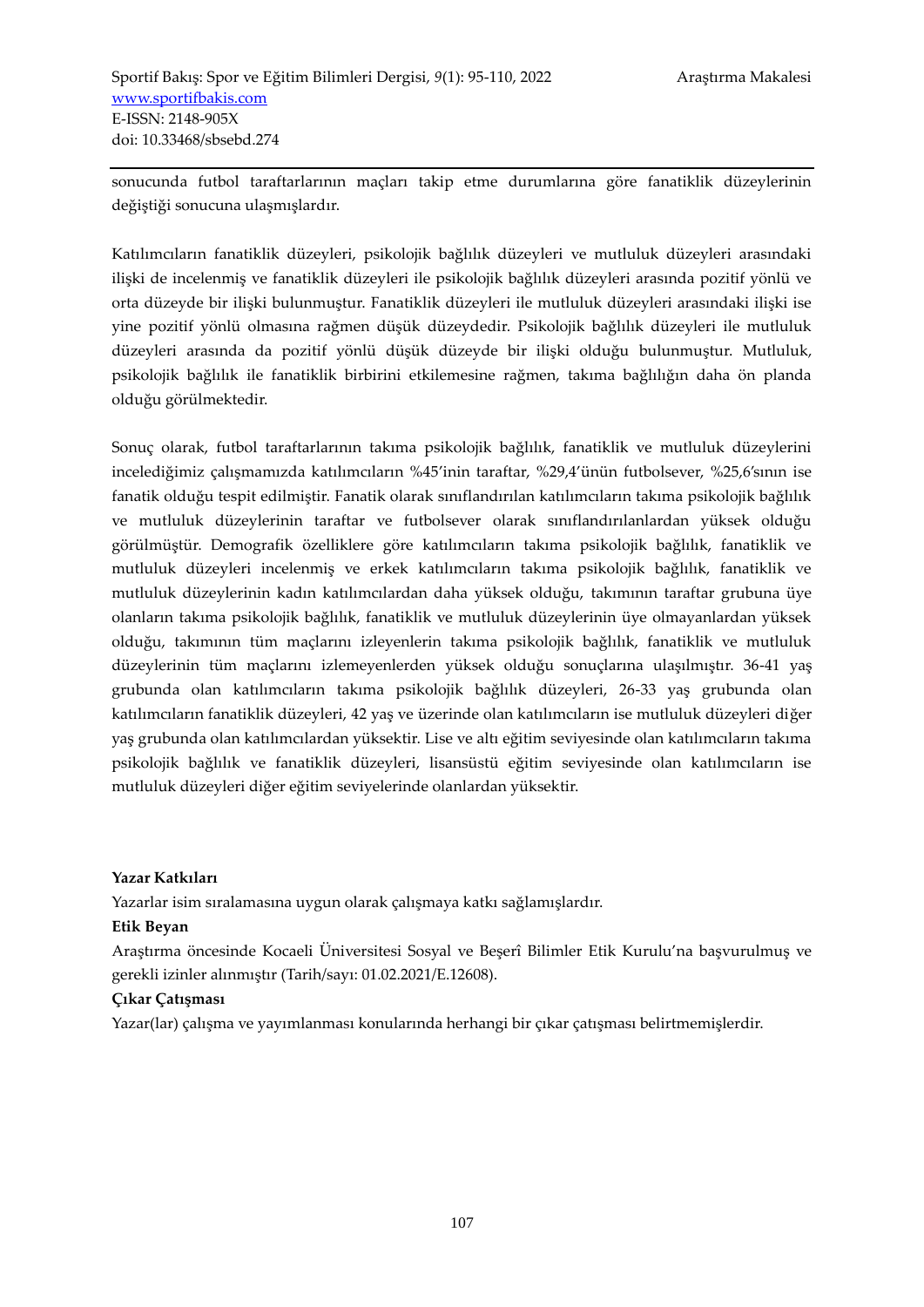sonucunda futbol taraftarlarının maçları takip etme durumlarına göre fanatiklik düzeylerinin değiştiği sonucuna ulaşmışlardır.

Katılımcıların fanatiklik düzeyleri, psikolojik bağlılık düzeyleri ve mutluluk düzeyleri arasındaki ilişki de incelenmiş ve fanatiklik düzeyleri ile psikolojik bağlılık düzeyleri arasında pozitif yönlü ve orta düzeyde bir ilişki bulunmuştur. Fanatiklik düzeyleri ile mutluluk düzeyleri arasındaki ilişki ise yine pozitif yönlü olmasına rağmen düşük düzeydedir. Psikolojik bağlılık düzeyleri ile mutluluk düzeyleri arasında da pozitif yönlü düşük düzeyde bir ilişki olduğu bulunmuştur. Mutluluk, psikolojik bağlılık ile fanatiklik birbirini etkilemesine rağmen, takıma bağlılığın daha ön planda olduğu görülmektedir.

Sonuç olarak, futbol taraftarlarının takıma psikolojik bağlılık, fanatiklik ve mutluluk düzeylerini incelediğimiz çalışmamızda katılımcıların %45'inin taraftar, %29,4'ünün futbolsever, %25,6'sının ise fanatik olduğu tespit edilmiştir. Fanatik olarak sınıflandırılan katılımcıların takıma psikolojik bağlılık ve mutluluk düzeylerinin taraftar ve futbolsever olarak sınıflandırılanlardan yüksek olduğu görülmüştür. Demografik özelliklere göre katılımcıların takıma psikolojik bağlılık, fanatiklik ve mutluluk düzeyleri incelenmiş ve erkek katılımcıların takıma psikolojik bağlılık, fanatiklik ve mutluluk düzeylerinin kadın katılımcılardan daha yüksek olduğu, takımının taraftar grubuna üye olanların takıma psikolojik bağlılık, fanatiklik ve mutluluk düzeylerinin üye olmayanlardan yüksek olduğu, takımının tüm maçlarını izleyenlerin takıma psikolojik bağlılık, fanatiklik ve mutluluk düzeylerinin tüm maçlarını izlemeyenlerden yüksek olduğu sonuçlarına ulaşılmıştır. 36-41 yaş grubunda olan katılımcıların takıma psikolojik bağlılık düzeyleri, 26-33 yaş grubunda olan katılımcıların fanatiklik düzeyleri, 42 yaş ve üzerinde olan katılımcıların ise mutluluk düzeyleri diğer yaş grubunda olan katılımcılardan yüksektir. Lise ve altı eğitim seviyesinde olan katılımcıların takıma psikolojik bağlılık ve fanatiklik düzeyleri, lisansüstü eğitim seviyesinde olan katılımcıların ise mutluluk düzeyleri diğer eğitim seviyelerinde olanlardan yüksektir.

**Yazar Katkıları**

Yazarlar isim sıralamasına uygun olarak çalışmaya katkı sağlamışlardır.

**Etik Beyan**

Araştırma öncesinde Kocaeli Üniversitesi Sosyal ve Beşerî Bilimler Etik Kurulu'na başvurulmuş ve gerekli izinler alınmıştır (Tarih/sayı: 01.02.2021/E.12608).

**Çıkar Çatışması**

Yazar(lar) çalışma ve yayımlanması konularında herhangi bir çıkar çatışması belirtmemişlerdir.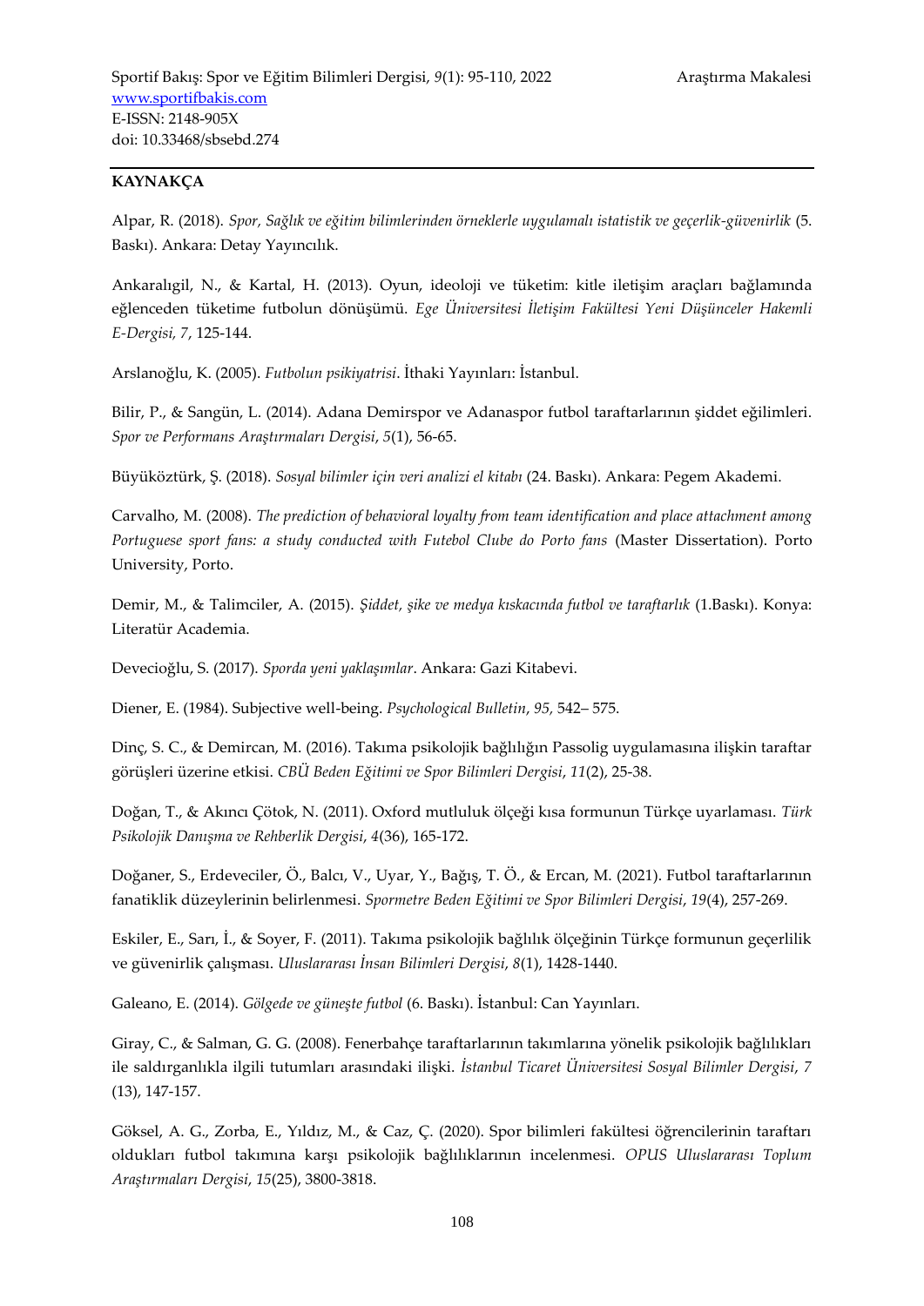## KAYNAKÇA

Alpar, R. (2018). *Spor, Sağlık ve eğitim bilimlerinden örneklerle uygulamalı istatistik ve geçerlik-güvenirlik* (5. Baskı). Ankara: Detay Yayıncılık.

Ankaralıgil, N., & Kartal, H. (2013). Oyun, ideoloji ve tüketim: kitle iletişim araçları bağlamında eğlenceden tüketime futbolun dönüşümü. *Ege Üniversitesi İletişim Fakültesi Yeni Düşünceler Hakemli E-Dergisi, 7*, 125-144.

Arslanoğlu, K. (2005). *Futbolun psikiyatrisi*. İthaki Yayınları: İstanbul.

Bilir, P., & Sangün, L. (2014). Adana Demirspor ve Adanaspor futbol taraftarlarının şiddet eğilimleri. *Spor ve Performans Araştırmaları Dergisi*, *5*(1), 56-65.

Büyüköztürk, Ş. (2018). *Sosyal bilimler için veri analizi el kitabı* (24. Baskı). Ankara: Pegem Akademi.

Carvalho, M. (2008). *The prediction of behavioral loyalty from team identification and place attachment among Portuguese sport fans: a study conducted with Futebol Clube do Porto fans* (Master Dissertation). Porto University, Porto.

Demir, M., & Talimciler, A. (2015). *Şiddet, şike ve medya kıskacında futbol ve taraftarlık* (1.Baskı). Konya: Literatür Academia.

Devecioğlu, S. (2017). *Sporda yeni yaklaşımlar*. Ankara: Gazi Kitabevi.

Diener, E. (1984). Subjective well-being. *Psychological Bulletin*, *95*, 542– 575.

Dinç, S. C., & Demircan, M. (2016). Takıma psikolojik bağlılığın Passolig uygulamasına ilişkin taraftar görüşleri üzerine etkisi. *CBÜ Beden Eğitimi ve Spor Bilimleri Dergisi*, *11*(2), 25-38.

Doğan, T., & Akıncı Çötok, N. (2011). Oxford mutluluk ölçeği kısa formunun Türkçe uyarlaması. *Türk Psikolojik Danışma ve Rehberlik Dergisi*, *4*(36), 165-172.

Doğaner, S., Erdeveciler, Ö., Balcı, V., Uyar, Y., Bağış, T. Ö., & Ercan, M. (2021). Futbol taraftarlarının fanatiklik düzeylerinin belirlenmesi. *Spormetre Beden Eğitimi ve Spor Bilimleri Dergisi*, *19*(4), 257-269.

Eskiler, E., Sarı, İ., & Soyer, F. (2011). Takıma psikolojik bağlılık ölçeğinin Türkçe formunun geçerlilik ve güvenirlik çalışması. *Uluslararası İnsan Bilimleri Dergisi*, *8*(1), 1428-1440.

Galeano, E. (2014). *Gölgede ve güneşte futbol* (6. Baskı). İstanbul: Can Yayınları.

Giray, C., & Salman, G. G. (2008). Fenerbahçe taraftarlarının takımlarına yönelik psikolojik bağlılıkları ile saldırganlıkla ilgili tutumları arasındaki ilişki. *İstanbul Ticaret Üniversitesi Sosyal Bilimler Dergisi*, *7* (13), 147-157.

Göksel, A. G., Zorba, E., Yıldız, M., & Caz, Ç. (2020). Spor bilimleri fakültesi öğrencilerinin taraftarı oldukları futbol takımına karşı psikolojik bağlılıklarının incelenmesi. *OPUS Uluslararası Toplum Araştırmaları Dergisi*, *15*(25), 3800-3818.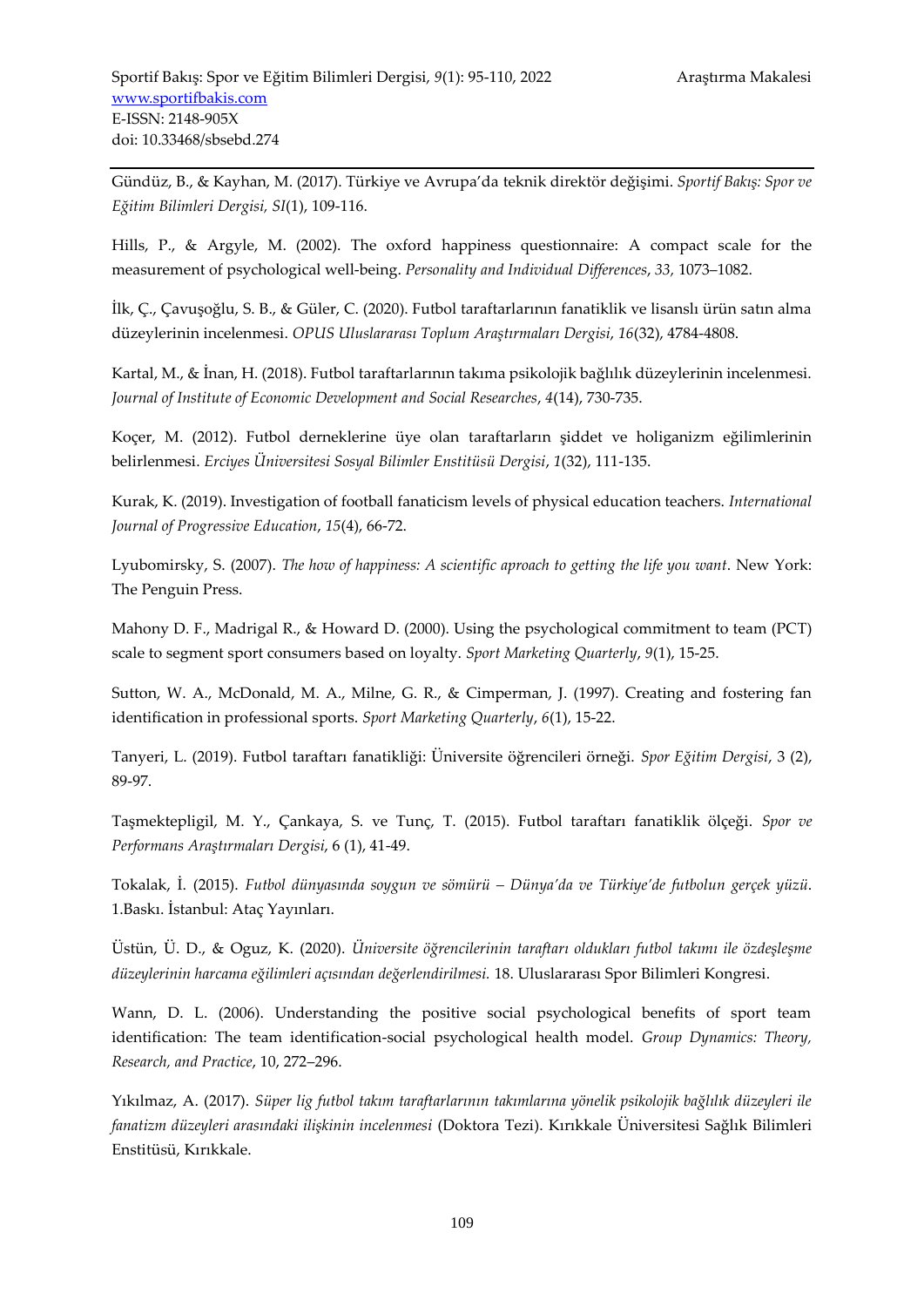Gündüz, B., & Kayhan, M. (2017). Türkiye ve Avrupa'da teknik direktör değişimi. *Sportif Bakış: Spor ve Eğitim Bilimleri Dergisi, SI*(1), 109-116.

Hills, P., & Argyle, M. (2002). The oxford happiness questionnaire: A compact scale for the measurement of psychological well-being. *Personality and Individual Differences*, *33,* 1073–1082.

İlk, Ç., Çavuşoğlu, S. B., & Güler, C. (2020). Futbol taraftarlarının fanatiklik ve lisanslı ürün satın alma düzeylerinin incelenmesi. *OPUS Uluslararası Toplum Araştırmaları Dergisi*, *16*(32), 4784-4808.

Kartal, M., & İnan, H. (2018). Futbol taraftarlarının takıma psikolojik bağlılık düzeylerinin incelenmesi. *Journal of Institute of Economic Development and Social Researches*, *4*(14), 730-735.

Koçer, M. (2012). Futbol derneklerine üye olan taraftarların şiddet ve holiganizm eğilimlerinin belirlenmesi. *Erciyes Üniversitesi Sosyal Bilimler Enstitüsü Dergisi*, *1*(32), 111-135.

Kurak, K. (2019). Investigation of football fanaticism levels of physical education teachers. *International Journal of Progressive Education*, *15*(4), 66-72.

Lyubomirsky, S. (2007). *The how of happiness: A scientific aproach to getting the life you want*. New York: The Penguin Press.

Mahony D. F., Madrigal R., & Howard D. (2000). Using the psychological commitment to team (PCT) scale to segment sport consumers based on loyalty. *Sport Marketing Quarterly*, *9*(1), 15-25.

Sutton, W. A., McDonald, M. A., Milne, G. R., & Cimperman, J. (1997). Creating and fostering fan identification in professional sports. *Sport Marketing Quarterly*, *6*(1), 15-22.

Tanyeri, L. (2019). Futbol taraftarı fanatikliği: Üniversite öğrencileri örneği. *Spor Eğitim Dergisi*, 3 (2), 89-97.

Taşmektepligil, M. Y., Çankaya, S. ve Tunç, T. (2015). Futbol taraftarı fanatiklik ölçeği. *Spor ve Performans Araştırmaları Dergisi*, 6 (1), 41-49.

Tokalak, İ. (2015). *Futbol dünyasında soygun ve sömürü – Dünya'da ve Türkiye'de futbolun gerçek yüzü*. 1.Baskı. İstanbul: Ataç Yayınları.

Üstün, Ü. D., & Oguz, K. (2020). *Üniversite öğrencilerinin taraftarı oldukları futbol takımı ile özdeşleşme düzeylerinin harcama eğilimleri açısından değerlendirilmesi.* 18. Uluslararası Spor Bilimleri Kongresi.

Wann, D. L. (2006). Understanding the positive social psychological benefits of sport team identification: The team identification-social psychological health model. *Group Dynamics: Theory, Research, and Practice*, 10, 272–296.

Yıkılmaz, A. (2017). *Süper lig futbol takım taraftarlarının takımlarına yönelik psikolojik bağlılık düzeyleri ile fanatizm düzeyleri arasındaki ilişkinin incelenmesi* (Doktora Tezi). Kırıkkale Üniversitesi Sağlık Bilimleri Enstitüsü, Kırıkkale.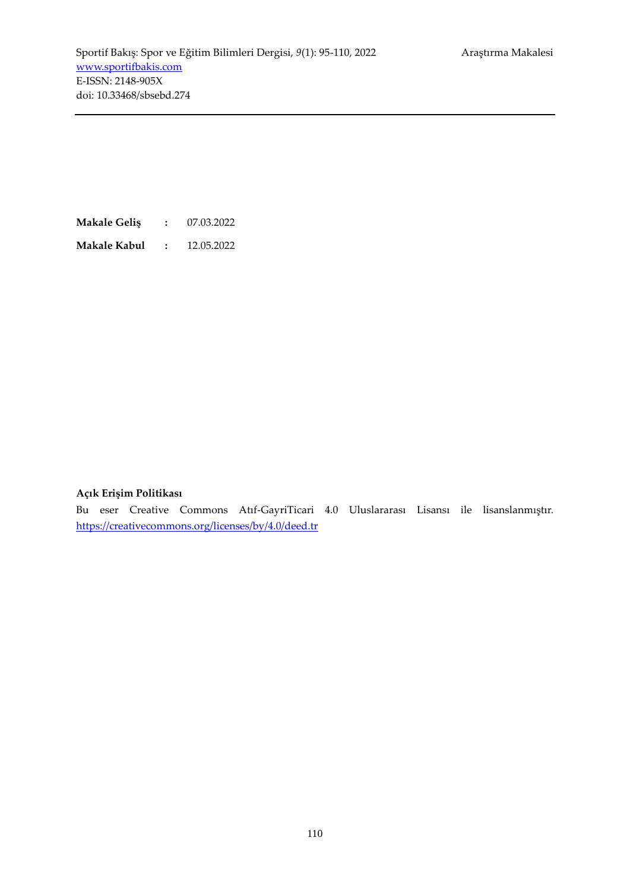**Makale Geliş** : 07.03.2022

**Makale Kabul** : 12.05.2022

**Açık Erişim Politikası**

Bu eser Creative Commons Atıf-GayriTicari 4.0 Uluslararası Lisansı ile lisanslanmıştır. https://creativecommons.org/licenses/by/4.0/deed.tr